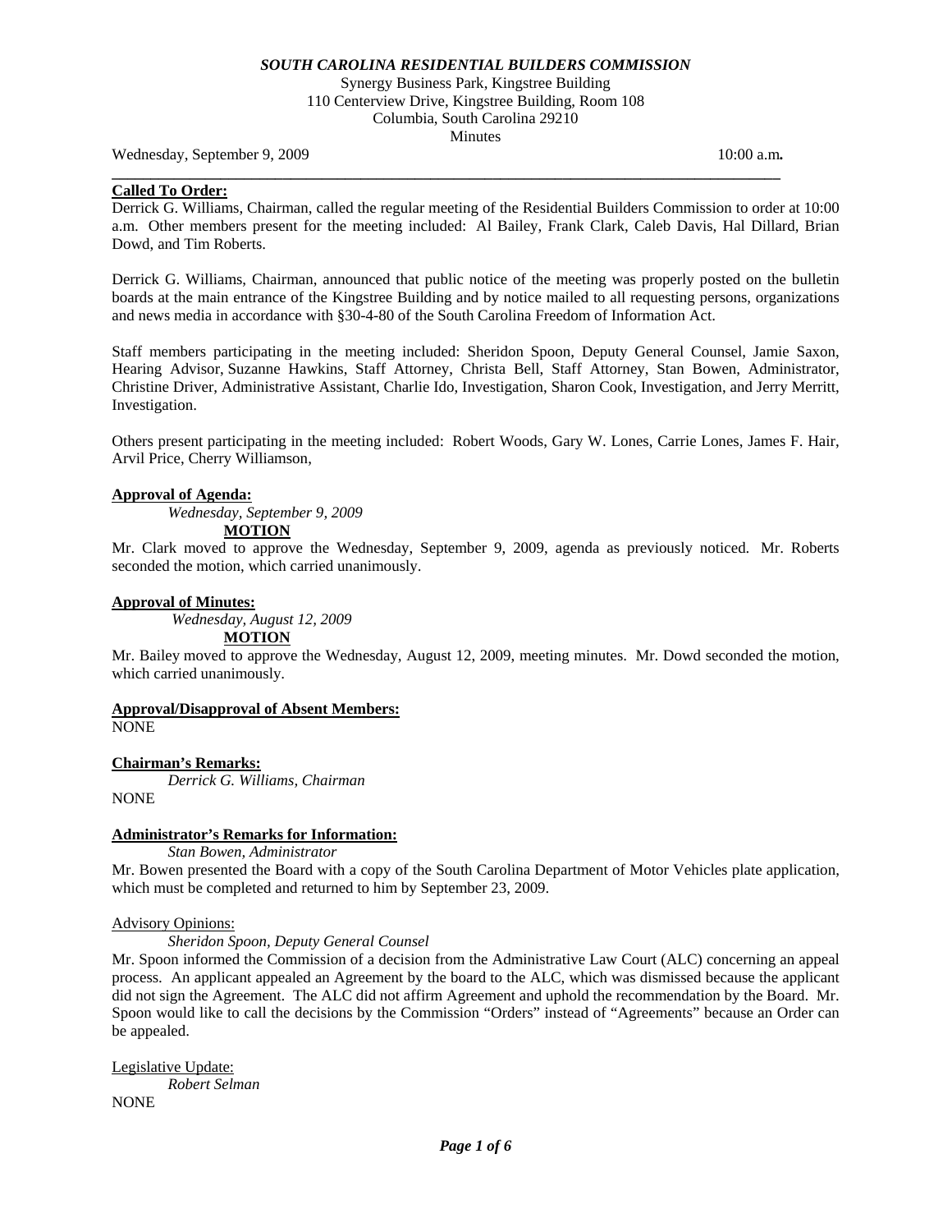***SOUTH CAROLINA RESIDENTIAL BUILDERS COMMISSION***

Synergy Business Park, Kingstree Building
110 Centerview Drive, Kingstree Building, Room 108
Columbia, South Carolina 29210
Minutes

Wednesday, September 9, 2009 10:00 a.m**.**

**Called To Order:**

Derrick G. Williams, Chairman, called the regular meeting of the Residential Builders Commission to order at 10:00 a.m. Other members present for the meeting included: Al Bailey, Frank Clark, Caleb Davis, Hal Dillard, Brian Dowd, and Tim Roberts.

Derrick G. Williams, Chairman, announced that public notice of the meeting was properly posted on the bulletin boards at the main entrance of the Kingstree Building and by notice mailed to all requesting persons, organizations and news media in accordance with §30-4-80 of the South Carolina Freedom of Information Act.

Staff members participating in the meeting included: Sheridon Spoon, Deputy General Counsel, Jamie Saxon, Hearing Advisor, Suzanne Hawkins, Staff Attorney, Christa Bell, Staff Attorney, Stan Bowen, Administrator, Christine Driver, Administrative Assistant, Charlie Ido, Investigation, Sharon Cook, Investigation, and Jerry Merritt, Investigation.

Others present participating in the meeting included: Robert Woods, Gary W. Lones, Carrie Lones, James F. Hair, Arvil Price, Cherry Williamson,

**Approval of Agenda:**

*Wednesday, September 9, 2009*

**MOTION**

Mr. Clark moved to approve the Wednesday, September 9, 2009, agenda as previously noticed. Mr. Roberts seconded the motion, which carried unanimously.

**Approval of Minutes:**

*Wednesday, August 12, 2009*

**MOTION**

Mr. Bailey moved to approve the Wednesday, August 12, 2009, meeting minutes. Mr. Dowd seconded the motion, which carried unanimously.

**Approval/Disapproval of Absent Members:**

NONE

**Chairman's Remarks:**

*Derrick G. Williams, Chairman*

NONE

**Administrator's Remarks for Information:**

*Stan Bowen, Administrator*

Mr. Bowen presented the Board with a copy of the South Carolina Department of Motor Vehicles plate application, which must be completed and returned to him by September 23, 2009.

Advisory Opinions:

*Sheridon Spoon, Deputy General Counsel*

Mr. Spoon informed the Commission of a decision from the Administrative Law Court (ALC) concerning an appeal process. An applicant appealed an Agreement by the board to the ALC, which was dismissed because the applicant did not sign the Agreement. The ALC did not affirm Agreement and uphold the recommendation by the Board. Mr. Spoon would like to call the decisions by the Commission "Orders" instead of "Agreements" because an Order can be appealed.

Legislative Update:

*Robert Selman*

NONE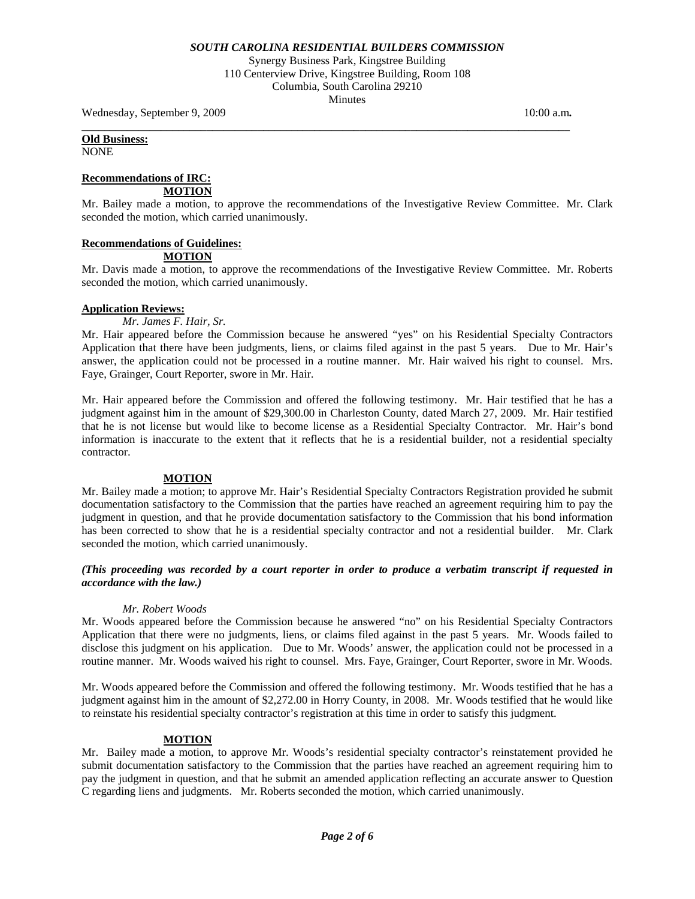**Old Business:**
NONE

**Recommendations of IRC:**

**MOTION**

Mr. Bailey made a motion, to approve the recommendations of the Investigative Review Committee. Mr. Clark seconded the motion, which carried unanimously.

**Recommendations of Guidelines:**

**MOTION**

Mr. Davis made a motion, to approve the recommendations of the Investigative Review Committee. Mr. Roberts seconded the motion, which carried unanimously.

**Application Reviews:**

*Mr. James F. Hair, Sr.*

Mr. Hair appeared before the Commission because he answered "yes" on his Residential Specialty Contractors Application that there have been judgments, liens, or claims filed against in the past 5 years. Due to Mr. Hair's answer, the application could not be processed in a routine manner. Mr. Hair waived his right to counsel. Mrs. Faye, Grainger, Court Reporter, swore in Mr. Hair.

Mr. Hair appeared before the Commission and offered the following testimony. Mr. Hair testified that he has a judgment against him in the amount of $29,300.00 in Charleston County, dated March 27, 2009. Mr. Hair testified that he is not license but would like to become license as a Residential Specialty Contractor. Mr. Hair's bond information is inaccurate to the extent that it reflects that he is a residential builder, not a residential specialty contractor.

**MOTION**

Mr. Bailey made a motion; to approve Mr. Hair's Residential Specialty Contractors Registration provided he submit documentation satisfactory to the Commission that the parties have reached an agreement requiring him to pay the judgment in question, and that he provide documentation satisfactory to the Commission that his bond information has been corrected to show that he is a residential specialty contractor and not a residential builder. Mr. Clark seconded the motion, which carried unanimously.

***(This proceeding was recorded by a court reporter in order to produce a verbatim transcript if requested in accordance with the law.)***

*Mr. Robert Woods*

Mr. Woods appeared before the Commission because he answered "no" on his Residential Specialty Contractors Application that there were no judgments, liens, or claims filed against in the past 5 years. Mr. Woods failed to disclose this judgment on his application. Due to Mr. Woods' answer, the application could not be processed in a routine manner. Mr. Woods waived his right to counsel. Mrs. Faye, Grainger, Court Reporter, swore in Mr. Woods.

Mr. Woods appeared before the Commission and offered the following testimony. Mr. Woods testified that he has a judgment against him in the amount of $2,272.00 in Horry County, in 2008. Mr. Woods testified that he would like to reinstate his residential specialty contractor's registration at this time in order to satisfy this judgment.

**MOTION**

Mr. Bailey made a motion, to approve Mr. Woods's residential specialty contractor's reinstatement provided he submit documentation satisfactory to the Commission that the parties have reached an agreement requiring him to pay the judgment in question, and that he submit an amended application reflecting an accurate answer to Question C regarding liens and judgments. Mr. Roberts seconded the motion, which carried unanimously.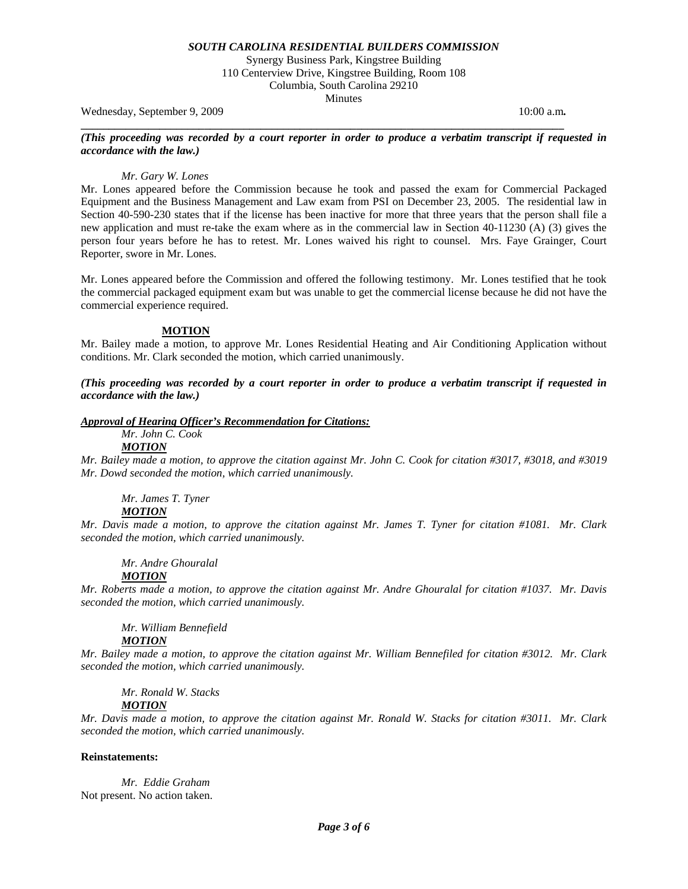***SOUTH CAROLINA RESIDENTIAL BUILDERS COMMISSION***

Synergy Business Park, Kingstree Building
110 Centerview Drive, Kingstree Building, Room 108
Columbia, South Carolina 29210
Minutes

Wednesday, September 9, 2009 10:00 a.m**.**

***(This proceeding was recorded by a court reporter in order to produce a verbatim transcript if requested in accordance with the law.)***

*Mr. Gary W. Lones*

Mr. Lones appeared before the Commission because he took and passed the exam for Commercial Packaged Equipment and the Business Management and Law exam from PSI on December 23, 2005. The residential law in Section 40-590-230 states that if the license has been inactive for more that three years that the person shall file a new application and must re-take the exam where as in the commercial law in Section 40-11230 (A) (3) gives the person four years before he has to retest. Mr. Lones waived his right to counsel. Mrs. Faye Grainger, Court Reporter, swore in Mr. Lones.

Mr. Lones appeared before the Commission and offered the following testimony. Mr. Lones testified that he took the commercial packaged equipment exam but was unable to get the commercial license because he did not have the commercial experience required.

**MOTION**

Mr. Bailey made a motion, to approve Mr. Lones Residential Heating and Air Conditioning Application without conditions. Mr. Clark seconded the motion, which carried unanimously.

***(This proceeding was recorded by a court reporter in order to produce a verbatim transcript if requested in accordance with the law.)***

***Approval of Hearing Officer's Recommendation for Citations:***

*Mr. John C. Cook*

***MOTION***

*Mr. Bailey made a motion, to approve the citation against Mr. John C. Cook for citation #3017, #3018, and #3019 Mr. Dowd seconded the motion, which carried unanimously.*

*Mr. James T. Tyner*

***MOTION***

*Mr. Davis made a motion, to approve the citation against Mr. James T. Tyner for citation #1081. Mr. Clark seconded the motion, which carried unanimously.*

*Mr. Andre Ghouralal*

***MOTION***

*Mr. Roberts made a motion, to approve the citation against Mr. Andre Ghouralal for citation #1037. Mr. Davis seconded the motion, which carried unanimously.*

*Mr. William Bennefield*

***MOTION***

*Mr. Bailey made a motion, to approve the citation against Mr. William Bennefiled for citation #3012. Mr. Clark seconded the motion, which carried unanimously.*

*Mr. Ronald W. Stacks*

***MOTION***

*Mr. Davis made a motion, to approve the citation against Mr. Ronald W. Stacks for citation #3011. Mr. Clark seconded the motion, which carried unanimously.*

**Reinstatements:**

*Mr. Eddie Graham*

Not present. No action taken.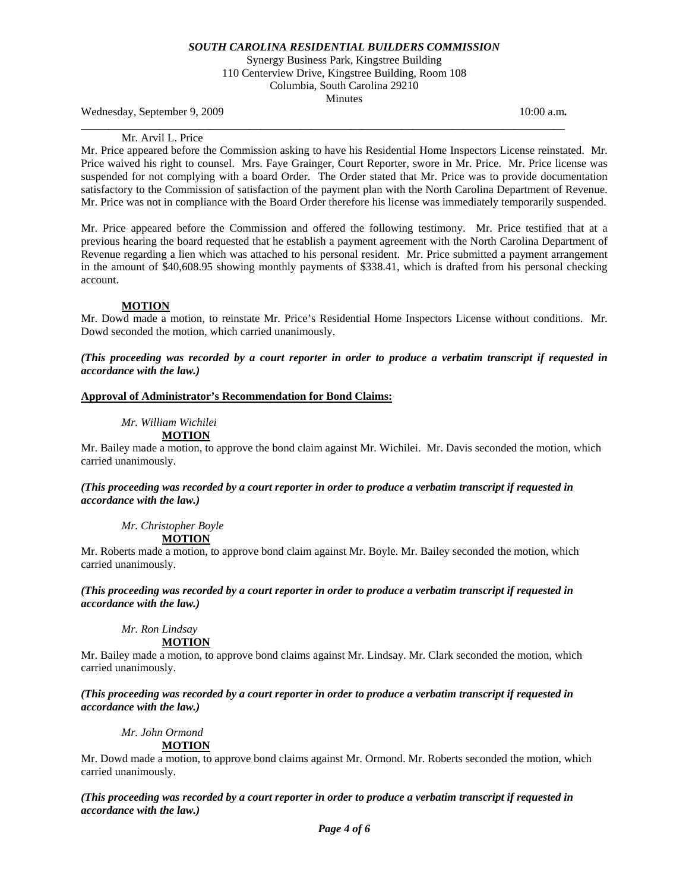Mr. Arvil L. Price

Mr. Price appeared before the Commission asking to have his Residential Home Inspectors License reinstated. Mr. Price waived his right to counsel. Mrs. Faye Grainger, Court Reporter, swore in Mr. Price. Mr. Price license was suspended for not complying with a board Order. The Order stated that Mr. Price was to provide documentation satisfactory to the Commission of satisfaction of the payment plan with the North Carolina Department of Revenue. Mr. Price was not in compliance with the Board Order therefore his license was immediately temporarily suspended.

Mr. Price appeared before the Commission and offered the following testimony. Mr. Price testified that at a previous hearing the board requested that he establish a payment agreement with the North Carolina Department of Revenue regarding a lien which was attached to his personal resident. Mr. Price submitted a payment arrangement in the amount of $40,608.95 showing monthly payments of $338.41, which is drafted from his personal checking account.

**MOTION**

Mr. Dowd made a motion, to reinstate Mr. Price's Residential Home Inspectors License without conditions. Mr. Dowd seconded the motion, which carried unanimously.

***(This proceeding was recorded by a court reporter in order to produce a verbatim transcript if requested in accordance with the law.)***

**Approval of Administrator's Recommendation for Bond Claims:**

*Mr. William Wichilei*

**MOTION**

Mr. Bailey made a motion, to approve the bond claim against Mr. Wichilei. Mr. Davis seconded the motion, which carried unanimously.

***(This proceeding was recorded by a court reporter in order to produce a verbatim transcript if requested in accordance with the law.)***

*Mr. Christopher Boyle*

**MOTION**

Mr. Roberts made a motion, to approve bond claim against Mr. Boyle. Mr. Bailey seconded the motion, which carried unanimously.

***(This proceeding was recorded by a court reporter in order to produce a verbatim transcript if requested in accordance with the law.)***

*Mr. Ron Lindsay*

**MOTION**

Mr. Bailey made a motion, to approve bond claims against Mr. Lindsay. Mr. Clark seconded the motion, which carried unanimously.

***(This proceeding was recorded by a court reporter in order to produce a verbatim transcript if requested in accordance with the law.)***

*Mr. John Ormond*

**MOTION**

Mr. Dowd made a motion, to approve bond claims against Mr. Ormond. Mr. Roberts seconded the motion, which carried unanimously.

***(This proceeding was recorded by a court reporter in order to produce a verbatim transcript if requested in accordance with the law.)***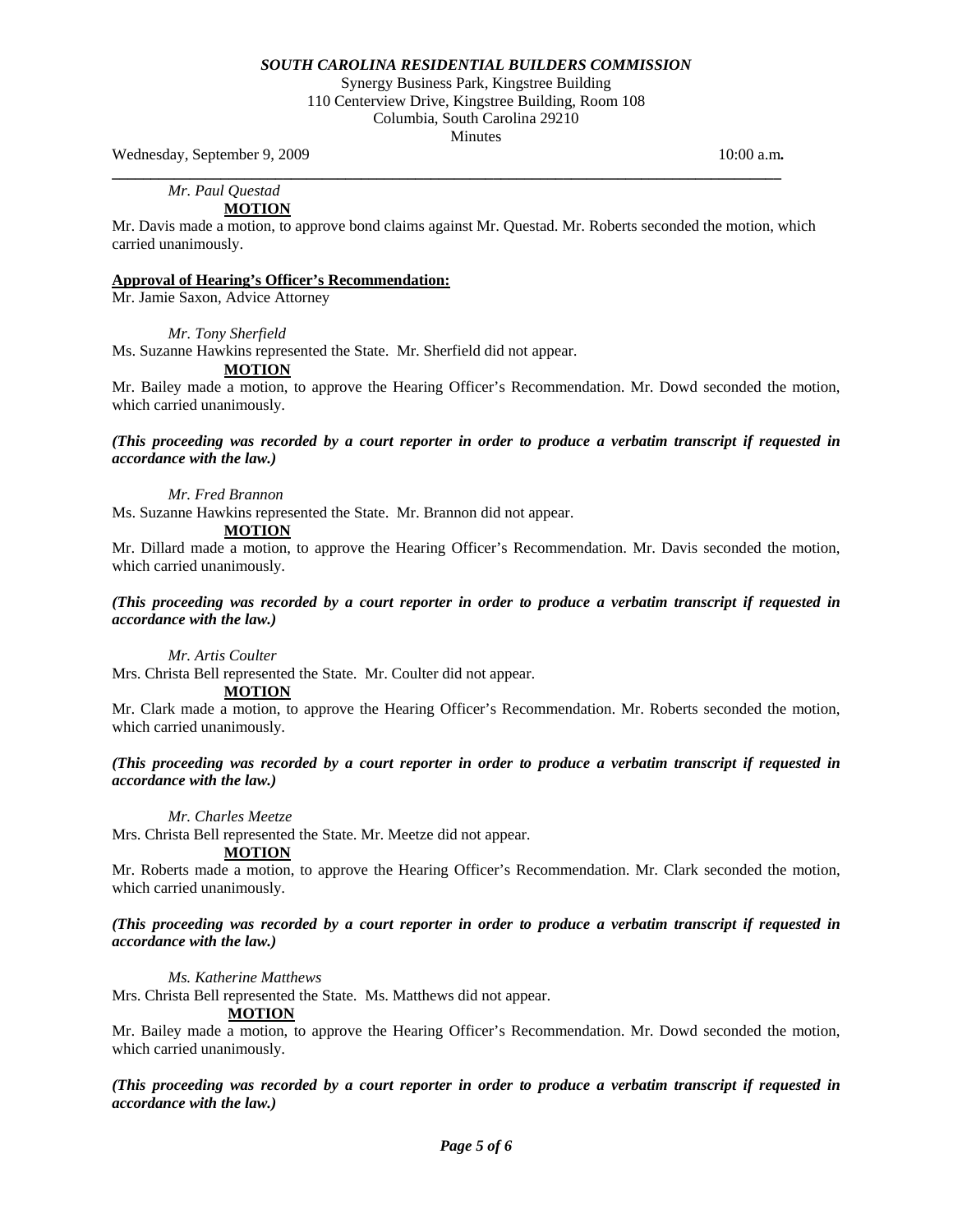*Mr. Paul Questad*

**MOTION**

Mr. Davis made a motion, to approve bond claims against Mr. Questad. Mr. Roberts seconded the motion, which carried unanimously.

**Approval of Hearing's Officer's Recommendation:**

Mr. Jamie Saxon, Advice Attorney

*Mr. Tony Sherfield*

Ms. Suzanne Hawkins represented the State. Mr. Sherfield did not appear.

**MOTION**

Mr. Bailey made a motion, to approve the Hearing Officer's Recommendation. Mr. Dowd seconded the motion, which carried unanimously.

***(This proceeding was recorded by a court reporter in order to produce a verbatim transcript if requested in accordance with the law.)***

*Mr. Fred Brannon*

Ms. Suzanne Hawkins represented the State. Mr. Brannon did not appear.

**MOTION**

Mr. Dillard made a motion, to approve the Hearing Officer's Recommendation. Mr. Davis seconded the motion, which carried unanimously.

***(This proceeding was recorded by a court reporter in order to produce a verbatim transcript if requested in accordance with the law.)***

*Mr. Artis Coulter*

Mrs. Christa Bell represented the State. Mr. Coulter did not appear.

**MOTION**

Mr. Clark made a motion, to approve the Hearing Officer's Recommendation. Mr. Roberts seconded the motion, which carried unanimously.

***(This proceeding was recorded by a court reporter in order to produce a verbatim transcript if requested in accordance with the law.)***

*Mr. Charles Meetze*

Mrs. Christa Bell represented the State. Mr. Meetze did not appear.

**MOTION**

Mr. Roberts made a motion, to approve the Hearing Officer's Recommendation. Mr. Clark seconded the motion, which carried unanimously.

***(This proceeding was recorded by a court reporter in order to produce a verbatim transcript if requested in accordance with the law.)***

*Ms. Katherine Matthews*

Mrs. Christa Bell represented the State. Ms. Matthews did not appear.

**MOTION**

Mr. Bailey made a motion, to approve the Hearing Officer's Recommendation. Mr. Dowd seconded the motion, which carried unanimously.

***(This proceeding was recorded by a court reporter in order to produce a verbatim transcript if requested in accordance with the law.)***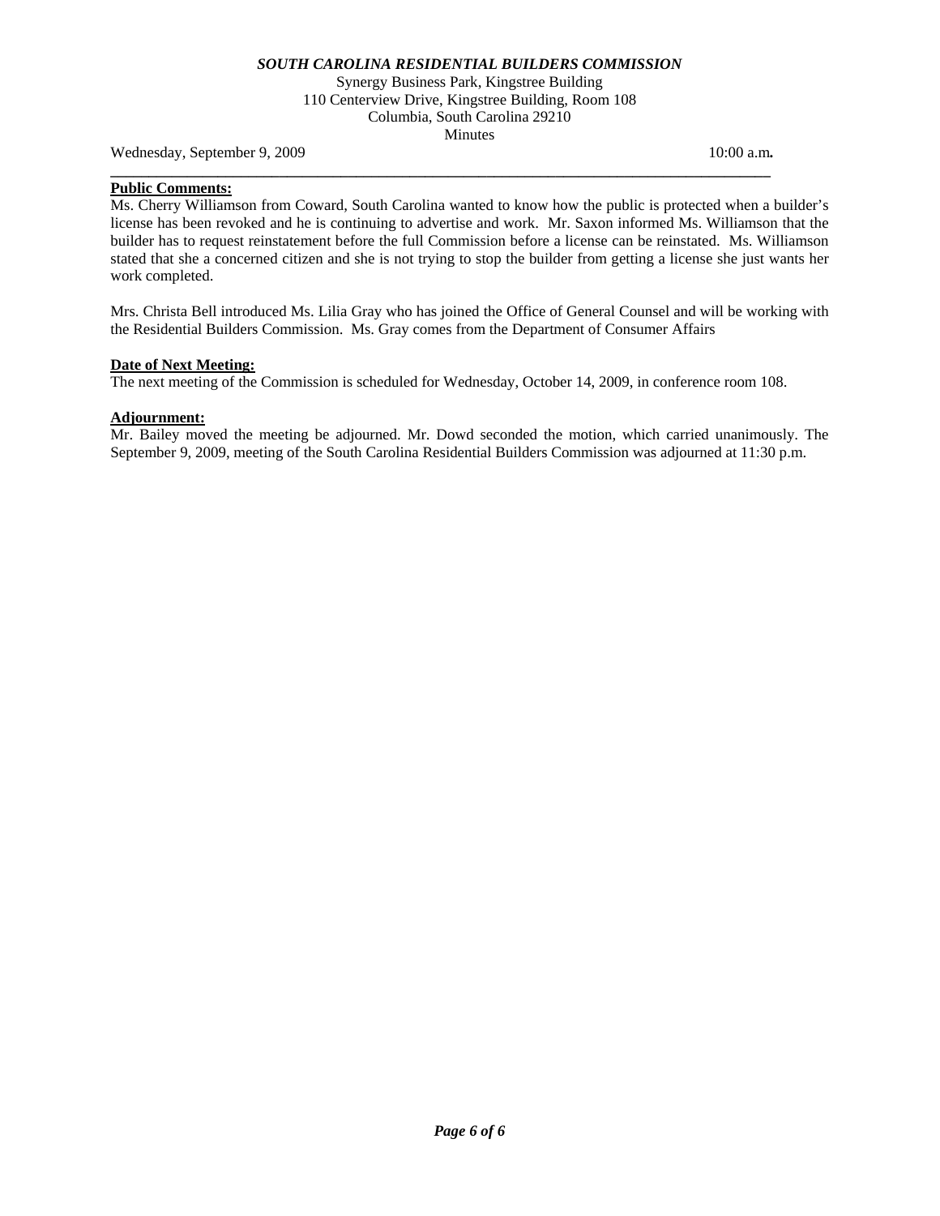**Public Comments:**

Ms. Cherry Williamson from Coward, South Carolina wanted to know how the public is protected when a builder's license has been revoked and he is continuing to advertise and work. Mr. Saxon informed Ms. Williamson that the builder has to request reinstatement before the full Commission before a license can be reinstated. Ms. Williamson stated that she a concerned citizen and she is not trying to stop the builder from getting a license she just wants her work completed.

Mrs. Christa Bell introduced Ms. Lilia Gray who has joined the Office of General Counsel and will be working with the Residential Builders Commission. Ms. Gray comes from the Department of Consumer Affairs

**Date of Next Meeting:**

The next meeting of the Commission is scheduled for Wednesday, October 14, 2009, in conference room 108.

**Adjournment:**

Mr. Bailey moved the meeting be adjourned. Mr. Dowd seconded the motion, which carried unanimously. The September 9, 2009, meeting of the South Carolina Residential Builders Commission was adjourned at 11:30 p.m.